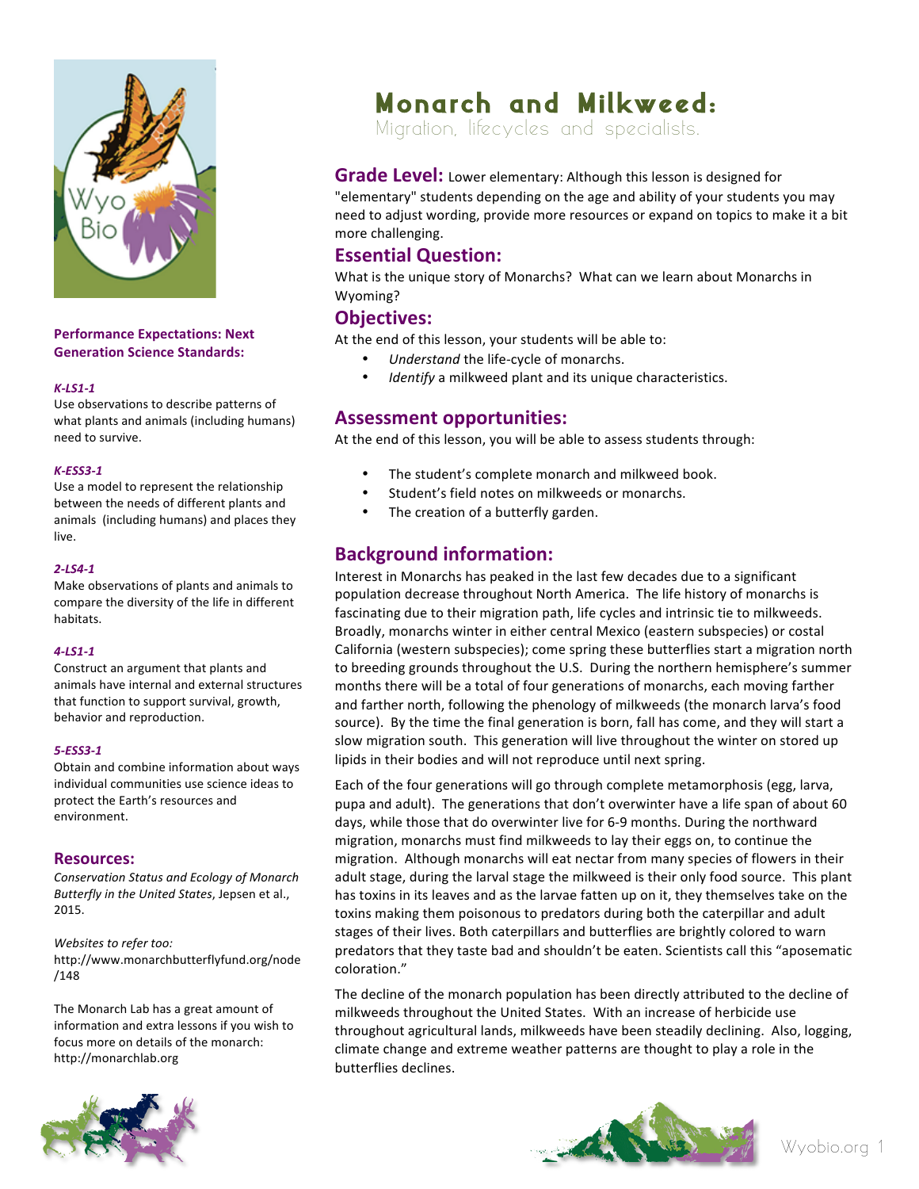# Monarch and Milkweed:

Migration, lifecycles and specialists.

## Grade Level:

Lower elementary: Although this lesson is designed for "elementary" students depending on the age and ability of your students you may need to adjust wording, provide more resources or expand on topics to make it a bit more challenging.

## Essential Question:

What is the unique story of Monarchs? What can we learn about Monarchs in Wyoming?

## Objectives:

At the end of this lesson, your students will be able to:

- *Understand* the life-cycle of monarchs.
- *Identify* a milkweed plant and its unique characteristics.

## Assessment opportunities:

At the end of this lesson, you will be able to assess students through:

- The student's complete monarch and milkweed book.
- Student's field notes on milkweeds or monarchs.
- The creation of a butterfly garden.

## Background information:

Interest in Monarchs has peaked in the last few decades due to a significant population decrease throughout North America. The life history of monarchs is fascinating due to their migration path, life cycles and intrinsic tie to milkweeds. Broadly, monarchs winter in either central Mexico (eastern subspecies) or costal California (western subspecies); come spring these butterflies start a migration north to breeding grounds throughout the U.S. During the northern hemisphere's summer months there will be a total of four generations of monarchs, each moving farther and farther north, following the phenology of milkweeds (the monarch larva's food source). By the time the final generation is born, fall has come, and they will start a slow migration south. This generation will live throughout the winter on stored up lipids in their bodies and will not reproduce until next spring.

Each of the four generations will go through complete metamorphosis (egg, larva, pupa and adult). The generations that don't overwinter have a life span of about 60 days, while those that do overwinter live for 6-9 months. During the northward migration, monarchs must find milkweeds to lay their eggs on, to continue the migration. Although monarchs will eat nectar from many species of flowers in their adult stage, during the larval stage the milkweed is their only food source. This plant has toxins in its leaves and as the larvae fatten up on it, they themselves take on the toxins making them poisonous to predators during both the caterpillar and adult stages of their lives. Both caterpillars and butterflies are brightly colored to warn predators that they taste bad and shouldn't be eaten. Scientists call this "aposematic coloration."

The decline of the monarch population has been directly attributed to the decline of milkweeds throughout the United States. With an increase of herbicide use throughout agricultural lands, milkweeds have been steadily declining. Also, logging, climate change and extreme weather patterns are thought to play a role in the butterflies declines.

### Performance Expectations: Next Generation Science Standards:

***K-LS1-1***

Use observations to describe patterns of what plants and animals (including humans) need to survive.

***K-ESS3-1***

Use a model to represent the relationship between the needs of different plants and animals (including humans) and places they live.

***2-LS4-1***

Make observations of plants and animals to compare the diversity of the life in different habitats.

***4-LS1-1***

Construct an argument that plants and animals have internal and external structures that function to support survival, growth, behavior and reproduction.

***5-ESS3-1***

Obtain and combine information about ways individual communities use science ideas to protect the Earth's resources and environment.

## Resources:

*Conservation Status and Ecology of Monarch Butterfly in the United States*, Jepsen et al., 2015.

*Websites to refer too:*
http://www.monarchbutterflyfund.org/node/148

The Monarch Lab has a great amount of information and extra lessons if you wish to focus more on details of the monarch: http://monarchlab.org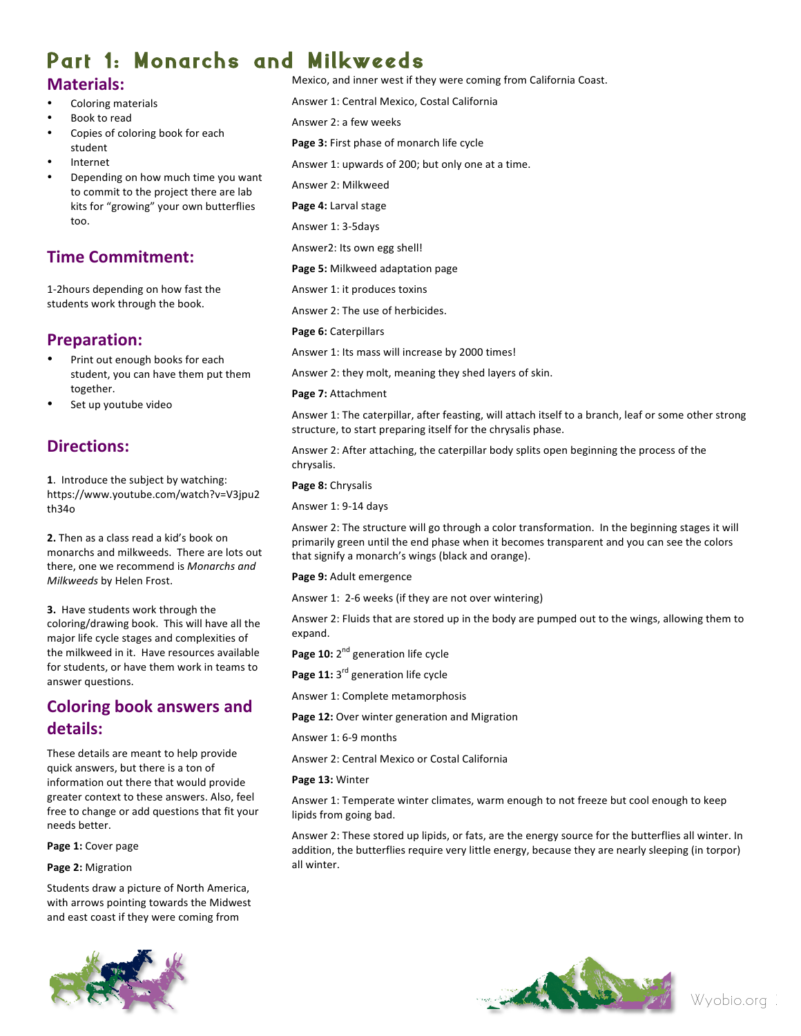# Part 1: Monarchs and Milkweeds

## Materials:

- Coloring materials
- Book to read
- Copies of coloring book for each student
- Internet
- Depending on how much time you want to commit to the project there are lab kits for "growing" your own butterflies too.

## Time Commitment:

1-2hours depending on how fast the students work through the book.

## Preparation:

- Print out enough books for each student, you can have them put them together.
- Set up youtube video

## Directions:

**1**. Introduce the subject by watching: https://www.youtube.com/watch?v=V3jpu2th34o

**2.** Then as a class read a kid's book on monarchs and milkweeds. There are lots out there, one we recommend is *Monarchs and Milkweeds* by Helen Frost.

**3.** Have students work through the coloring/drawing book. This will have all the major life cycle stages and complexities of the milkweed in it. Have resources available for students, or have them work in teams to answer questions.

## Coloring book answers and details:

These details are meant to help provide quick answers, but there is a ton of information out there that would provide greater context to these answers. Also, feel free to change or add questions that fit your needs better.

**Page 1:** Cover page

**Page 2:** Migration

Students draw a picture of North America, with arrows pointing towards the Midwest and east coast if they were coming from Mexico, and inner west if they were coming from California Coast.

Answer 1: Central Mexico, Costal California

Answer 2: a few weeks

**Page 3:** First phase of monarch life cycle

Answer 1: upwards of 200; but only one at a time.

Answer 2: Milkweed

**Page 4:** Larval stage

Answer 1: 3-5days

Answer2: Its own egg shell!

**Page 5:** Milkweed adaptation page

Answer 1: it produces toxins

Answer 2: The use of herbicides.

**Page 6:** Caterpillars

Answer 1: Its mass will increase by 2000 times!

Answer 2: they molt, meaning they shed layers of skin.

**Page 7:** Attachment

Answer 1: The caterpillar, after feasting, will attach itself to a branch, leaf or some other strong structure, to start preparing itself for the chrysalis phase.

Answer 2: After attaching, the caterpillar body splits open beginning the process of the chrysalis.

**Page 8:** Chrysalis

Answer 1: 9-14 days

Answer 2: The structure will go through a color transformation. In the beginning stages it will primarily green until the end phase when it becomes transparent and you can see the colors that signify a monarch's wings (black and orange).

**Page 9:** Adult emergence

Answer 1: 2-6 weeks (if they are not over wintering)

Answer 2: Fluids that are stored up in the body are pumped out to the wings, allowing them to expand.

**Page 10:** 2nd generation life cycle

**Page 11:** 3rd generation life cycle

Answer 1: Complete metamorphosis

**Page 12:** Over winter generation and Migration

Answer 1: 6-9 months

Answer 2: Central Mexico or Costal California

**Page 13:** Winter

Answer 1: Temperate winter climates, warm enough to not freeze but cool enough to keep lipids from going bad.

Answer 2: These stored up lipids, or fats, are the energy source for the butterflies all winter. In addition, the butterflies require very little energy, because they are nearly sleeping (in torpor) all winter.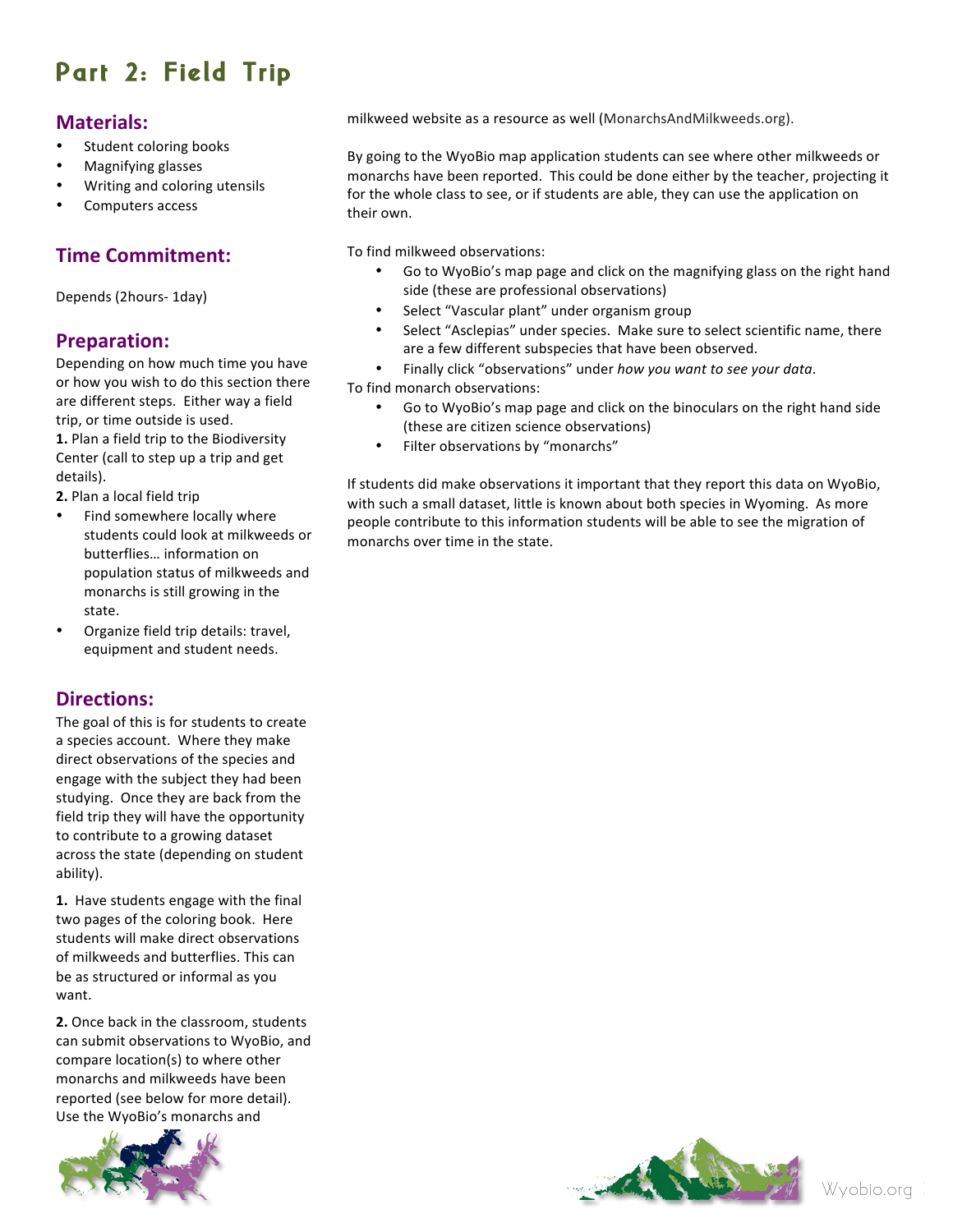# Part 2: Field Trip

## Materials:

- Student coloring books
- Magnifying glasses
- Writing and coloring utensils
- Computers access

## Time Commitment:

Depends (2hours- 1day)

## Preparation:

Depending on how much time you have or how you wish to do this section there are different steps. Either way a field trip, or time outside is used.

**1.** Plan a field trip to the Biodiversity Center (call to step up a trip and get details).

**2.** Plan a local field trip

- Find somewhere locally where students could look at milkweeds or butterflies… information on population status of milkweeds and monarchs is still growing in the state.
- Organize field trip details: travel, equipment and student needs.

## Directions:

The goal of this is for students to create a species account. Where they make direct observations of the species and engage with the subject they had been studying. Once they are back from the field trip they will have the opportunity to contribute to a growing dataset across the state (depending on student ability).

**1.** Have students engage with the final two pages of the coloring book. Here students will make direct observations of milkweeds and butterflies. This can be as structured or informal as you want.

**2.** Once back in the classroom, students can submit observations to WyoBio, and compare location(s) to where other monarchs and milkweeds have been reported (see below for more detail). Use the WyoBio's monarchs and milkweed website as a resource as well (MonarchsAndMilkweeds.org).

By going to the WyoBio map application students can see where other milkweeds or monarchs have been reported. This could be done either by the teacher, projecting it for the whole class to see, or if students are able, they can use the application on their own.

To find milkweed observations:

- Go to WyoBio's map page and click on the magnifying glass on the right hand side (these are professional observations)
- Select "Vascular plant" under organism group
- Select "Asclepias" under species. Make sure to select scientific name, there are a few different subspecies that have been observed.
- Finally click "observations" under *how you want to see your data*.

To find monarch observations:

- Go to WyoBio's map page and click on the binoculars on the right hand side (these are citizen science observations)
- Filter observations by "monarchs"

If students did make observations it important that they report this data on WyoBio, with such a small dataset, little is known about both species in Wyoming. As more people contribute to this information students will be able to see the migration of monarchs over time in the state.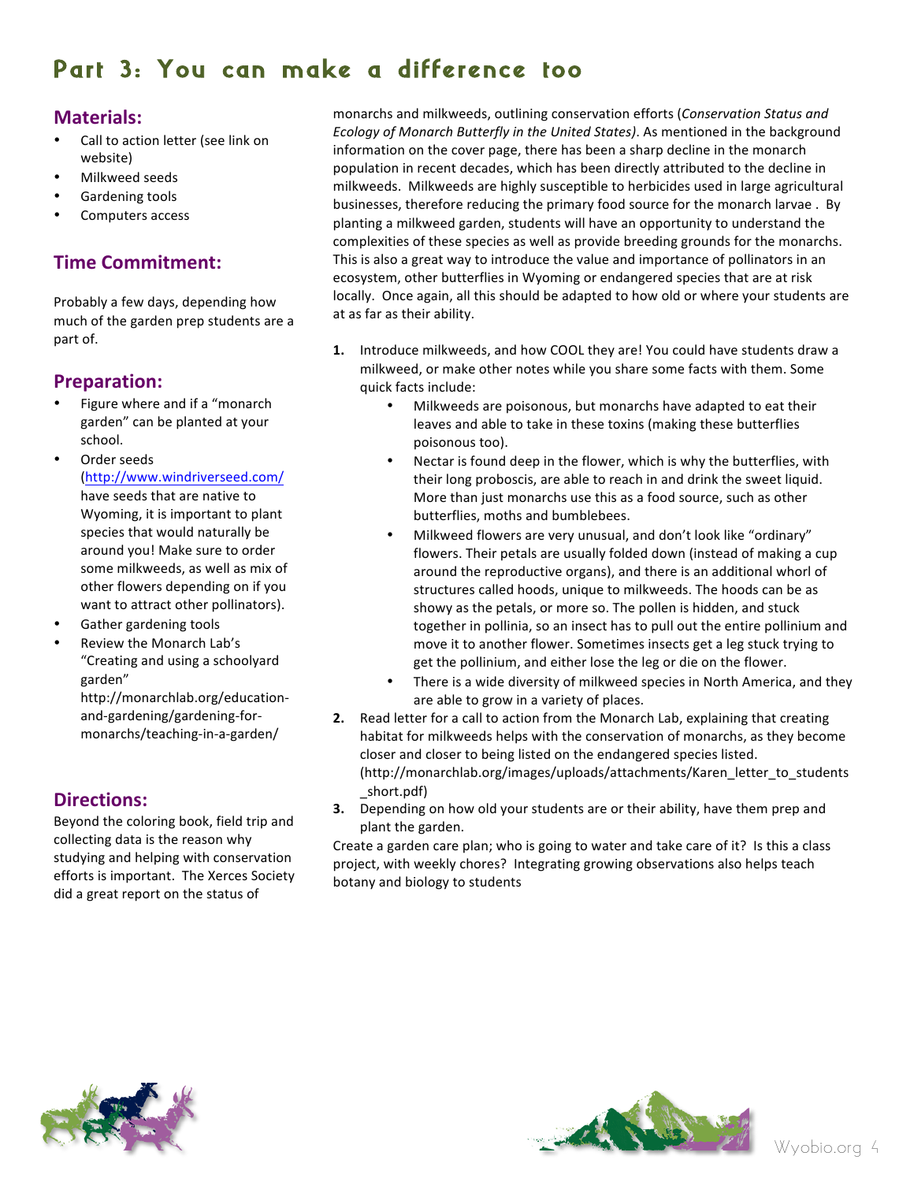# Part 3: You can make a difference too

## Materials:

- Call to action letter (see link on website)
- Milkweed seeds
- Gardening tools
- Computers access

## Time Commitment:

Probably a few days, depending how much of the garden prep students are a part of.

## Preparation:

- Figure where and if a "monarch garden" can be planted at your school.
- Order seeds (http://www.windriverseed.com/ have seeds that are native to Wyoming, it is important to plant species that would naturally be around you! Make sure to order some milkweeds, as well as mix of other flowers depending on if you want to attract other pollinators).
- Gather gardening tools
- Review the Monarch Lab's "Creating and using a schoolyard garden" http://monarchlab.org/education-and-gardening/gardening-for-monarchs/teaching-in-a-garden/

## Directions:

Beyond the coloring book, field trip and collecting data is the reason why studying and helping with conservation efforts is important. The Xerces Society did a great report on the status of monarchs and milkweeds, outlining conservation efforts (*Conservation Status and Ecology of Monarch Butterfly in the United States*). As mentioned in the background information on the cover page, there has been a sharp decline in the monarch population in recent decades, which has been directly attributed to the decline in milkweeds. Milkweeds are highly susceptible to herbicides used in large agricultural businesses, therefore reducing the primary food source for the monarch larvae . By planting a milkweed garden, students will have an opportunity to understand the complexities of these species as well as provide breeding grounds for the monarchs. This is also a great way to introduce the value and importance of pollinators in an ecosystem, other butterflies in Wyoming or endangered species that are at risk locally. Once again, all this should be adapted to how old or where your students are at as far as their ability.

1. Introduce milkweeds, and how COOL they are! You could have students draw a milkweed, or make other notes while you share some facts with them. Some quick facts include:
   - Milkweeds are poisonous, but monarchs have adapted to eat their leaves and able to take in these toxins (making these butterflies poisonous too).
   - Nectar is found deep in the flower, which is why the butterflies, with their long proboscis, are able to reach in and drink the sweet liquid. More than just monarchs use this as a food source, such as other butterflies, moths and bumblebees.
   - Milkweed flowers are very unusual, and don't look like "ordinary" flowers. Their petals are usually folded down (instead of making a cup around the reproductive organs), and there is an additional whorl of structures called hoods, unique to milkweeds. The hoods can be as showy as the petals, or more so. The pollen is hidden, and stuck together in pollinia, so an insect has to pull out the entire pollinium and move it to another flower. Sometimes insects get a leg stuck trying to get the pollinium, and either lose the leg or die on the flower.
   - There is a wide diversity of milkweed species in North America, and they are able to grow in a variety of places.
2. Read letter for a call to action from the Monarch Lab, explaining that creating habitat for milkweeds helps with the conservation of monarchs, as they become closer and closer to being listed on the endangered species listed. (http://monarchlab.org/images/uploads/attachments/Karen_letter_to_students_short.pdf)
3. Depending on how old your students are or their ability, have them prep and plant the garden.

Create a garden care plan; who is going to water and take care of it? Is this a class project, with weekly chores? Integrating growing observations also helps teach botany and biology to students